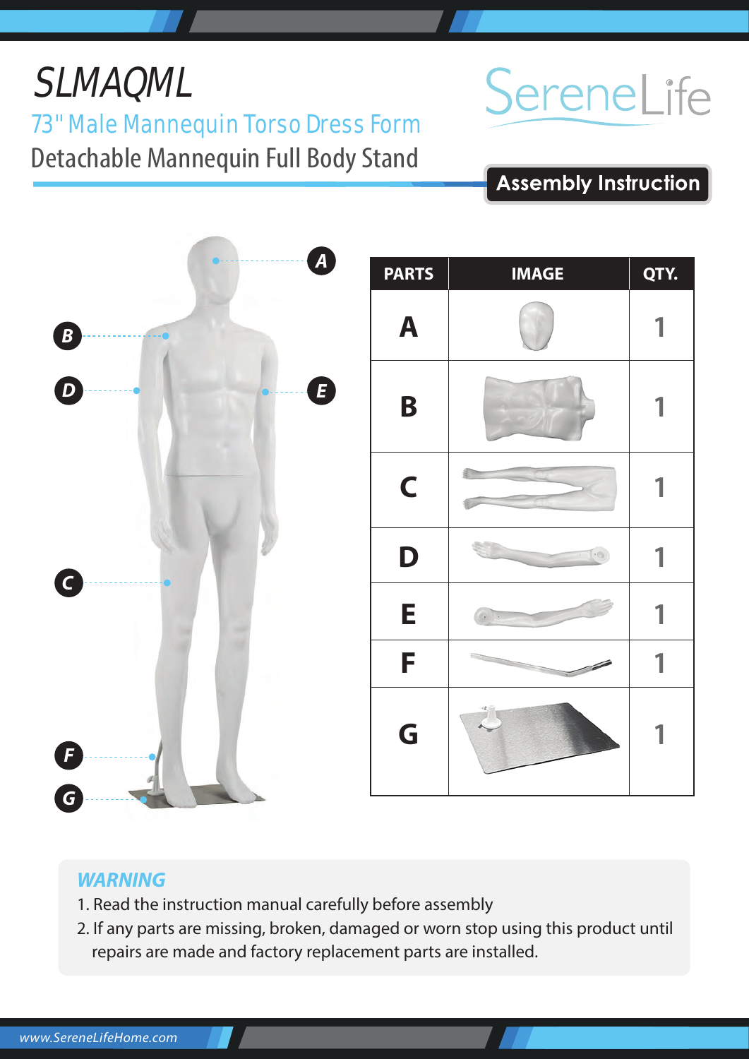# SLMAQML

## 73" Male Mannequin Torso Dress Form

Detachable Mannequin Full Body Stand

SereneLife

**Assembly Instruction**

| PARTS | IMAGE | QTY. |
|---|---|---|
| A | | 1 |
| B | | 1 |
| C | | 1 |
| D | | 1 |
| E | | 1 |
| F | | 1 |
| G | | 1 |

***WARNING***

1. Read the instruction manual carefully before assembly
2. If any parts are missing, broken, damaged or worn stop using this product until repairs are made and factory replacement parts are installed.

*www.SereneLifeHome.com*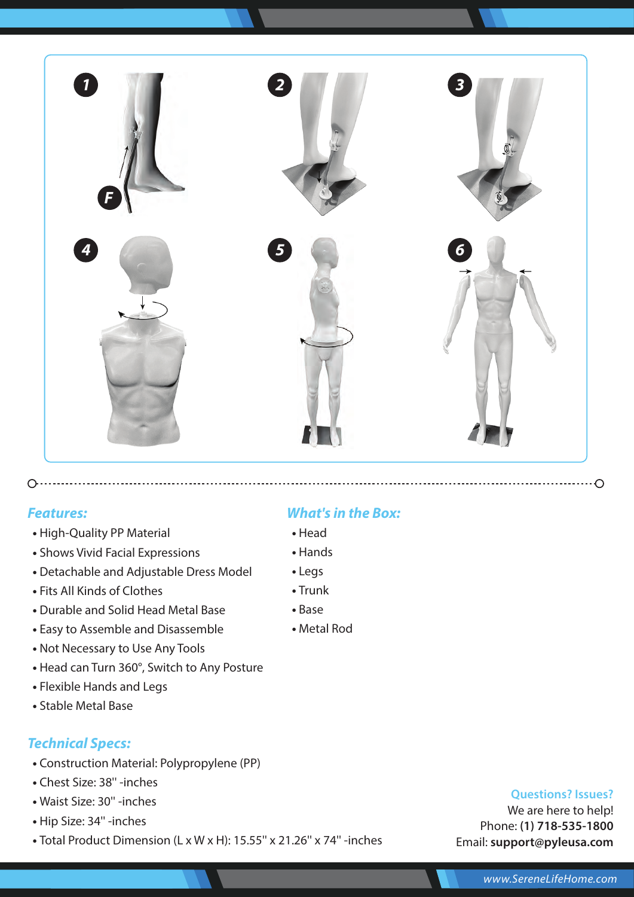1

F

2

3

4

5

6

## Features:

- High-Quality PP Material
- Shows Vivid Facial Expressions
- Detachable and Adjustable Dress Model
- Fits All Kinds of Clothes
- Durable and Solid Head Metal Base
- Easy to Assemble and Disassemble
- Not Necessary to Use Any Tools
- Head can Turn 360°, Switch to Any Posture
- Flexible Hands and Legs
- Stable Metal Base

## What's in the Box:

- Head
- Hands
- Legs
- Trunk
- Base
- Metal Rod

## Technical Specs:

- Construction Material: Polypropylene (PP)
- Chest Size: 38'' -inches
- Waist Size: 30'' -inches
- Hip Size: 34'' -inches
- Total Product Dimension (L x W x H): 15.55'' x 21.26'' x 74'' -inches

**Questions? Issues?**
We are here to help!
Phone: **(1) 718-535-1800**
Email: **support@pyleusa.com**

www.SereneLifeHome.com